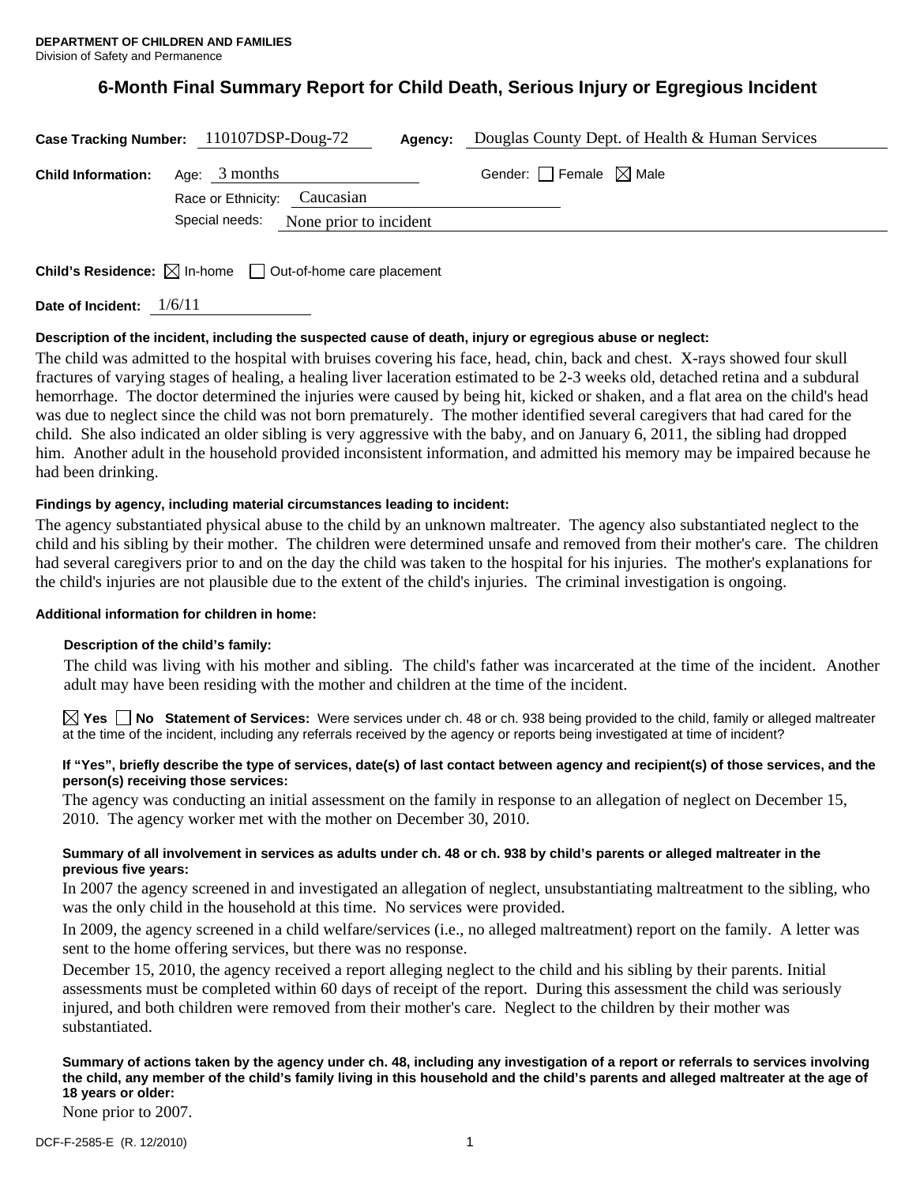**DEPARTMENT OF CHILDREN AND FAMILIES**
Division of Safety and Permanence

# 6-Month Final Summary Report for Child Death, Serious Injury or Egregious Incident

**Case Tracking Number:** 110107DSP-Doug-72 **Agency:** Douglas County Dept. of Health & Human Services

**Child Information:** Age: 3 months Gender: ☐ Female ☒ Male

Race or Ethnicity: Caucasian

Special needs: None prior to incident

**Child's Residence:** ☒ In-home ☐ Out-of-home care placement

**Date of Incident:** 1/6/11

**Description of the incident, including the suspected cause of death, injury or egregious abuse or neglect:**

The child was admitted to the hospital with bruises covering his face, head, chin, back and chest. X-rays showed four skull fractures of varying stages of healing, a healing liver laceration estimated to be 2-3 weeks old, detached retina and a subdural hemorrhage. The doctor determined the injuries were caused by being hit, kicked or shaken, and a flat area on the child's head was due to neglect since the child was not born prematurely. The mother identified several caregivers that had cared for the child. She also indicated an older sibling is very aggressive with the baby, and on January 6, 2011, the sibling had dropped him. Another adult in the household provided inconsistent information, and admitted his memory may be impaired because he had been drinking.

**Findings by agency, including material circumstances leading to incident:**

The agency substantiated physical abuse to the child by an unknown maltreater. The agency also substantiated neglect to the child and his sibling by their mother. The children were determined unsafe and removed from their mother's care. The children had several caregivers prior to and on the day the child was taken to the hospital for his injuries. The mother's explanations for the child's injuries are not plausible due to the extent of the child's injuries. The criminal investigation is ongoing.

**Additional information for children in home:**

**Description of the child's family:**

The child was living with his mother and sibling. The child's father was incarcerated at the time of the incident. Another adult may have been residing with the mother and children at the time of the incident.

☒ **Yes** ☐ **No** **Statement of Services:** Were services under ch. 48 or ch. 938 being provided to the child, family or alleged maltreater at the time of the incident, including any referrals received by the agency or reports being investigated at time of incident?

**If "Yes", briefly describe the type of services, date(s) of last contact between agency and recipient(s) of those services, and the person(s) receiving those services:**

The agency was conducting an initial assessment on the family in response to an allegation of neglect on December 15, 2010. The agency worker met with the mother on December 30, 2010.

**Summary of all involvement in services as adults under ch. 48 or ch. 938 by child's parents or alleged maltreater in the previous five years:**

In 2007 the agency screened in and investigated an allegation of neglect, unsubstantiating maltreatment to the sibling, who was the only child in the household at this time. No services were provided.

In 2009, the agency screened in a child welfare/services (i.e., no alleged maltreatment) report on the family. A letter was sent to the home offering services, but there was no response.

December 15, 2010, the agency received a report alleging neglect to the child and his sibling by their parents. Initial assessments must be completed within 60 days of receipt of the report. During this assessment the child was seriously injured, and both children were removed from their mother's care. Neglect to the children by their mother was substantiated.

**Summary of actions taken by the agency under ch. 48, including any investigation of a report or referrals to services involving the child, any member of the child's family living in this household and the child's parents and alleged maltreater at the age of 18 years or older:**

None prior to 2007.

DCF-F-2585-E (R. 12/2010)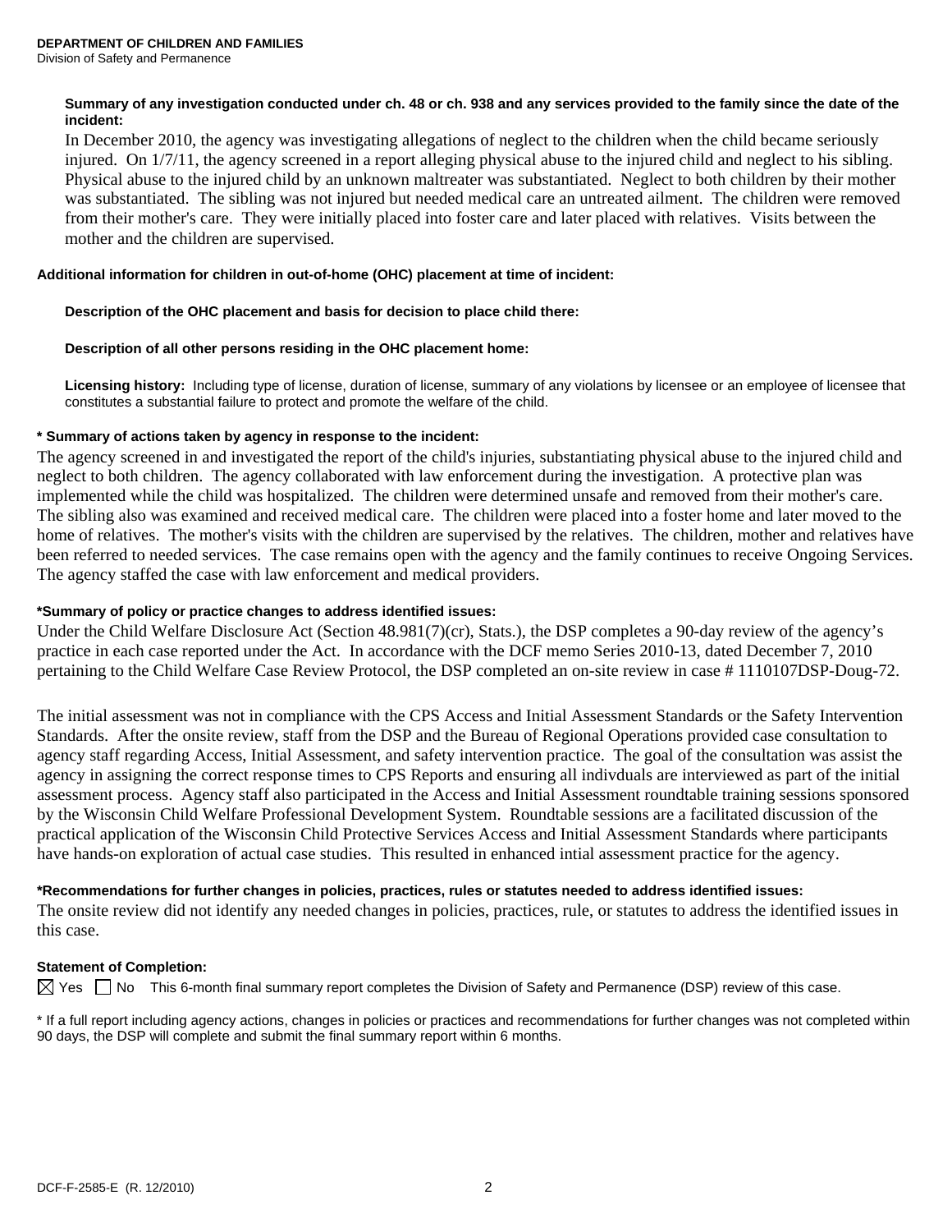**Summary of any investigation conducted under ch. 48 or ch. 938 and any services provided to the family since the date of the incident:**

In December 2010, the agency was investigating allegations of neglect to the children when the child became seriously injured. On 1/7/11, the agency screened in a report alleging physical abuse to the injured child and neglect to his sibling. Physical abuse to the injured child by an unknown maltreater was substantiated. Neglect to both children by their mother was substantiated. The sibling was not injured but needed medical care an untreated ailment. The children were removed from their mother's care. They were initially placed into foster care and later placed with relatives. Visits between the mother and the children are supervised.

**Additional information for children in out-of-home (OHC) placement at time of incident:**

**Description of the OHC placement and basis for decision to place child there:**

**Description of all other persons residing in the OHC placement home:**

**Licensing history:** Including type of license, duration of license, summary of any violations by licensee or an employee of licensee that constitutes a substantial failure to protect and promote the welfare of the child.

**\* Summary of actions taken by agency in response to the incident:**

The agency screened in and investigated the report of the child's injuries, substantiating physical abuse to the injured child and neglect to both children. The agency collaborated with law enforcement during the investigation. A protective plan was implemented while the child was hospitalized. The children were determined unsafe and removed from their mother's care. The sibling also was examined and received medical care. The children were placed into a foster home and later moved to the home of relatives. The mother's visits with the children are supervised by the relatives. The children, mother and relatives have been referred to needed services. The case remains open with the agency and the family continues to receive Ongoing Services. The agency staffed the case with law enforcement and medical providers.

**\*Summary of policy or practice changes to address identified issues:**

Under the Child Welfare Disclosure Act (Section 48.981(7)(cr), Stats.), the DSP completes a 90-day review of the agency's practice in each case reported under the Act. In accordance with the DCF memo Series 2010-13, dated December 7, 2010 pertaining to the Child Welfare Case Review Protocol, the DSP completed an on-site review in case # 1110107DSP-Doug-72.

The initial assessment was not in compliance with the CPS Access and Initial Assessment Standards or the Safety Intervention Standards. After the onsite review, staff from the DSP and the Bureau of Regional Operations provided case consultation to agency staff regarding Access, Initial Assessment, and safety intervention practice. The goal of the consultation was assist the agency in assigning the correct response times to CPS Reports and ensuring all indivduals are interviewed as part of the initial assessment process. Agency staff also participated in the Access and Initial Assessment roundtable training sessions sponsored by the Wisconsin Child Welfare Professional Development System. Roundtable sessions are a facilitated discussion of the practical application of the Wisconsin Child Protective Services Access and Initial Assessment Standards where participants have hands-on exploration of actual case studies. This resulted in enhanced intial assessment practice for the agency.

**\*Recommendations for further changes in policies, practices, rules or statutes needed to address identified issues:**

The onsite review did not identify any needed changes in policies, practices, rule, or statutes to address the identified issues in this case.

**Statement of Completion:**

☒ Yes ☐ No This 6-month final summary report completes the Division of Safety and Permanence (DSP) review of this case.

\* If a full report including agency actions, changes in policies or practices and recommendations for further changes was not completed within 90 days, the DSP will complete and submit the final summary report within 6 months.